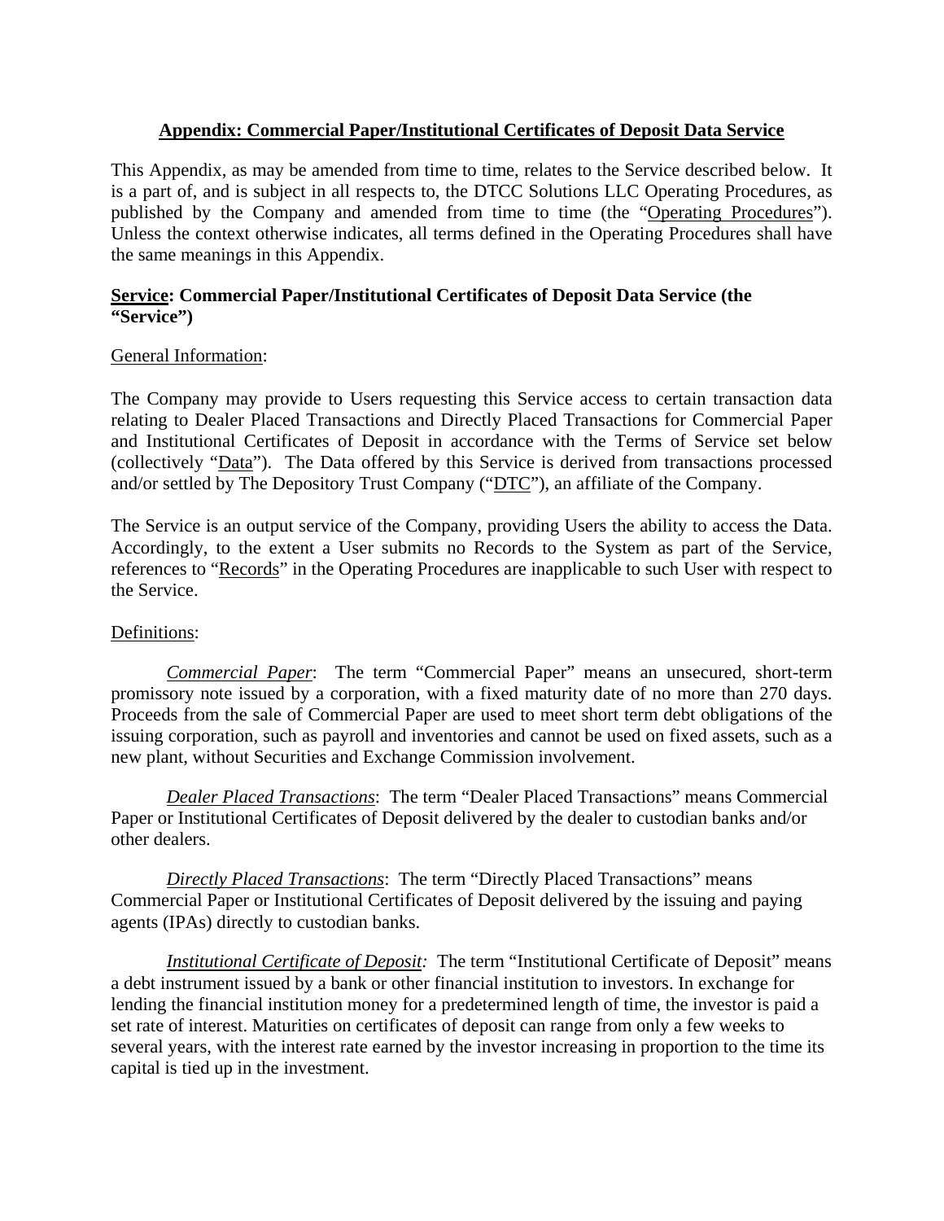## Appendix: Commercial Paper/Institutional Certificates of Deposit Data Service

This Appendix, as may be amended from time to time, relates to the Service described below. It is a part of, and is subject in all respects to, the DTCC Solutions LLC Operating Procedures, as published by the Company and amended from time to time (the "Operating Procedures"). Unless the context otherwise indicates, all terms defined in the Operating Procedures shall have the same meanings in this Appendix.

**Service: Commercial Paper/Institutional Certificates of Deposit Data Service (the "Service")**

General Information:

The Company may provide to Users requesting this Service access to certain transaction data relating to Dealer Placed Transactions and Directly Placed Transactions for Commercial Paper and Institutional Certificates of Deposit in accordance with the Terms of Service set below (collectively "Data"). The Data offered by this Service is derived from transactions processed and/or settled by The Depository Trust Company ("DTC"), an affiliate of the Company.

The Service is an output service of the Company, providing Users the ability to access the Data. Accordingly, to the extent a User submits no Records to the System as part of the Service, references to "Records" in the Operating Procedures are inapplicable to such User with respect to the Service.

Definitions:

*Commercial Paper*: The term "Commercial Paper" means an unsecured, short-term promissory note issued by a corporation, with a fixed maturity date of no more than 270 days. Proceeds from the sale of Commercial Paper are used to meet short term debt obligations of the issuing corporation, such as payroll and inventories and cannot be used on fixed assets, such as a new plant, without Securities and Exchange Commission involvement.

*Dealer Placed Transactions*: The term "Dealer Placed Transactions" means Commercial Paper or Institutional Certificates of Deposit delivered by the dealer to custodian banks and/or other dealers.

*Directly Placed Transactions*: The term "Directly Placed Transactions" means Commercial Paper or Institutional Certificates of Deposit delivered by the issuing and paying agents (IPAs) directly to custodian banks.

*Institutional Certificate of Deposit:* The term "Institutional Certificate of Deposit" means a debt instrument issued by a bank or other financial institution to investors. In exchange for lending the financial institution money for a predetermined length of time, the investor is paid a set rate of interest. Maturities on certificates of deposit can range from only a few weeks to several years, with the interest rate earned by the investor increasing in proportion to the time its capital is tied up in the investment.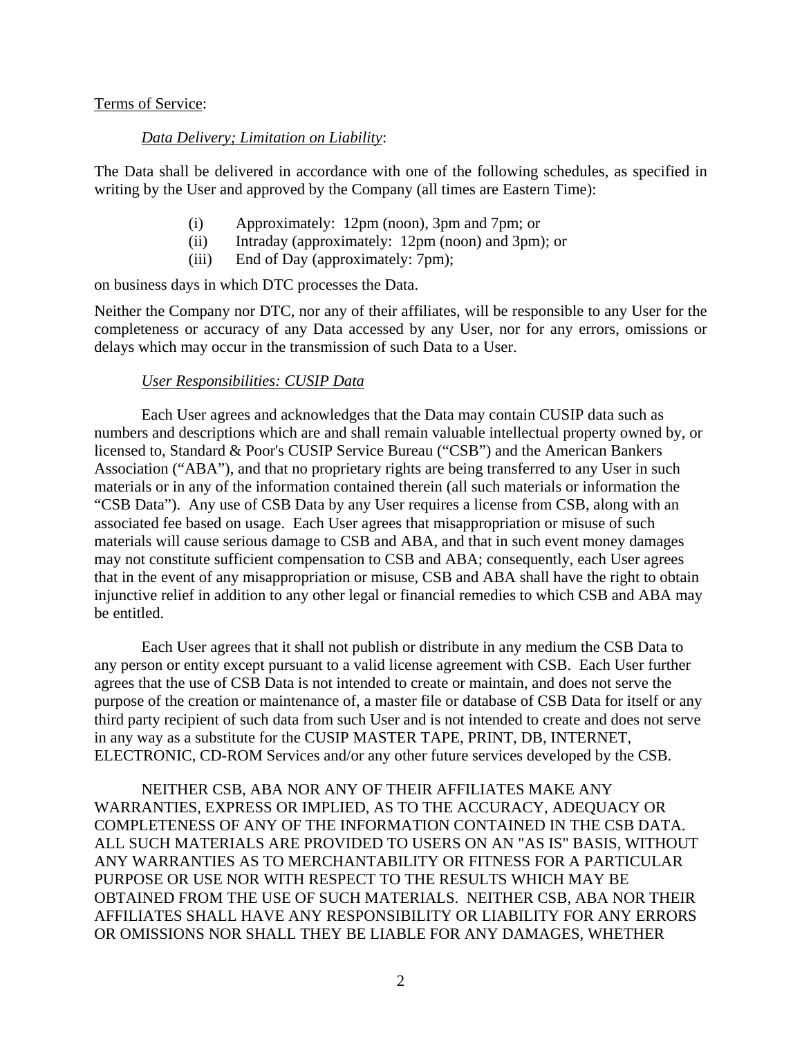Terms of Service:

*Data Delivery; Limitation on Liability*:

The Data shall be delivered in accordance with one of the following schedules, as specified in writing by the User and approved by the Company (all times are Eastern Time):

(i) Approximately: 12pm (noon), 3pm and 7pm; or
(ii) Intraday (approximately: 12pm (noon) and 3pm); or
(iii) End of Day (approximately: 7pm);

on business days in which DTC processes the Data.

Neither the Company nor DTC, nor any of their affiliates, will be responsible to any User for the completeness or accuracy of any Data accessed by any User, nor for any errors, omissions or delays which may occur in the transmission of such Data to a User.

*User Responsibilities: CUSIP Data*

Each User agrees and acknowledges that the Data may contain CUSIP data such as numbers and descriptions which are and shall remain valuable intellectual property owned by, or licensed to, Standard & Poor's CUSIP Service Bureau ("CSB") and the American Bankers Association ("ABA"), and that no proprietary rights are being transferred to any User in such materials or in any of the information contained therein (all such materials or information the "CSB Data"). Any use of CSB Data by any User requires a license from CSB, along with an associated fee based on usage. Each User agrees that misappropriation or misuse of such materials will cause serious damage to CSB and ABA, and that in such event money damages may not constitute sufficient compensation to CSB and ABA; consequently, each User agrees that in the event of any misappropriation or misuse, CSB and ABA shall have the right to obtain injunctive relief in addition to any other legal or financial remedies to which CSB and ABA may be entitled.

Each User agrees that it shall not publish or distribute in any medium the CSB Data to any person or entity except pursuant to a valid license agreement with CSB. Each User further agrees that the use of CSB Data is not intended to create or maintain, and does not serve the purpose of the creation or maintenance of, a master file or database of CSB Data for itself or any third party recipient of such data from such User and is not intended to create and does not serve in any way as a substitute for the CUSIP MASTER TAPE, PRINT, DB, INTERNET, ELECTRONIC, CD-ROM Services and/or any other future services developed by the CSB.

NEITHER CSB, ABA NOR ANY OF THEIR AFFILIATES MAKE ANY WARRANTIES, EXPRESS OR IMPLIED, AS TO THE ACCURACY, ADEQUACY OR COMPLETENESS OF ANY OF THE INFORMATION CONTAINED IN THE CSB DATA. ALL SUCH MATERIALS ARE PROVIDED TO USERS ON AN "AS IS" BASIS, WITHOUT ANY WARRANTIES AS TO MERCHANTABILITY OR FITNESS FOR A PARTICULAR PURPOSE OR USE NOR WITH RESPECT TO THE RESULTS WHICH MAY BE OBTAINED FROM THE USE OF SUCH MATERIALS. NEITHER CSB, ABA NOR THEIR AFFILIATES SHALL HAVE ANY RESPONSIBILITY OR LIABILITY FOR ANY ERRORS OR OMISSIONS NOR SHALL THEY BE LIABLE FOR ANY DAMAGES, WHETHER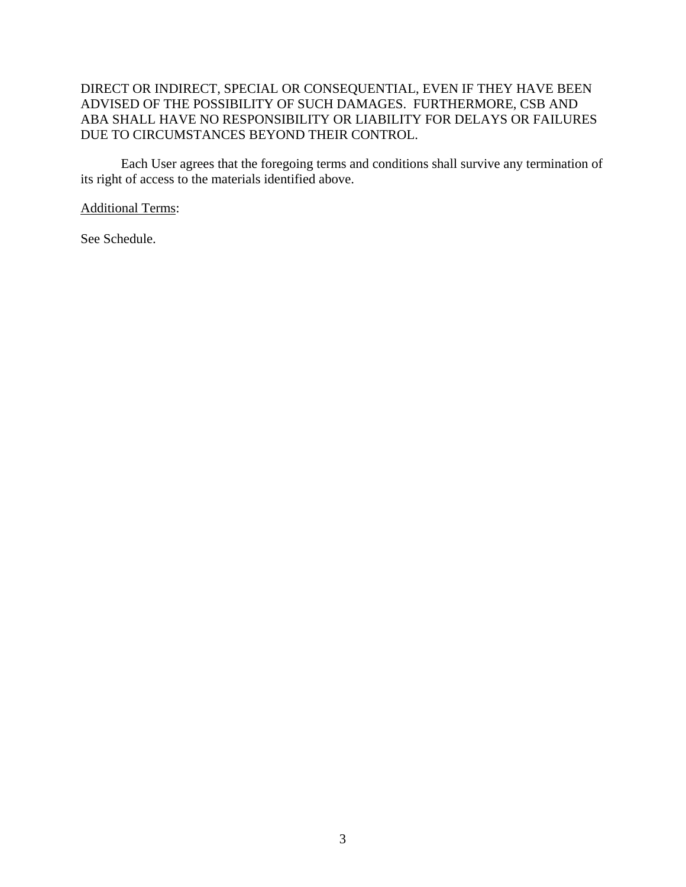DIRECT OR INDIRECT, SPECIAL OR CONSEQUENTIAL, EVEN IF THEY HAVE BEEN ADVISED OF THE POSSIBILITY OF SUCH DAMAGES. FURTHERMORE, CSB AND ABA SHALL HAVE NO RESPONSIBILITY OR LIABILITY FOR DELAYS OR FAILURES DUE TO CIRCUMSTANCES BEYOND THEIR CONTROL.

Each User agrees that the foregoing terms and conditions shall survive any termination of its right of access to the materials identified above.

Additional Terms:

See Schedule.